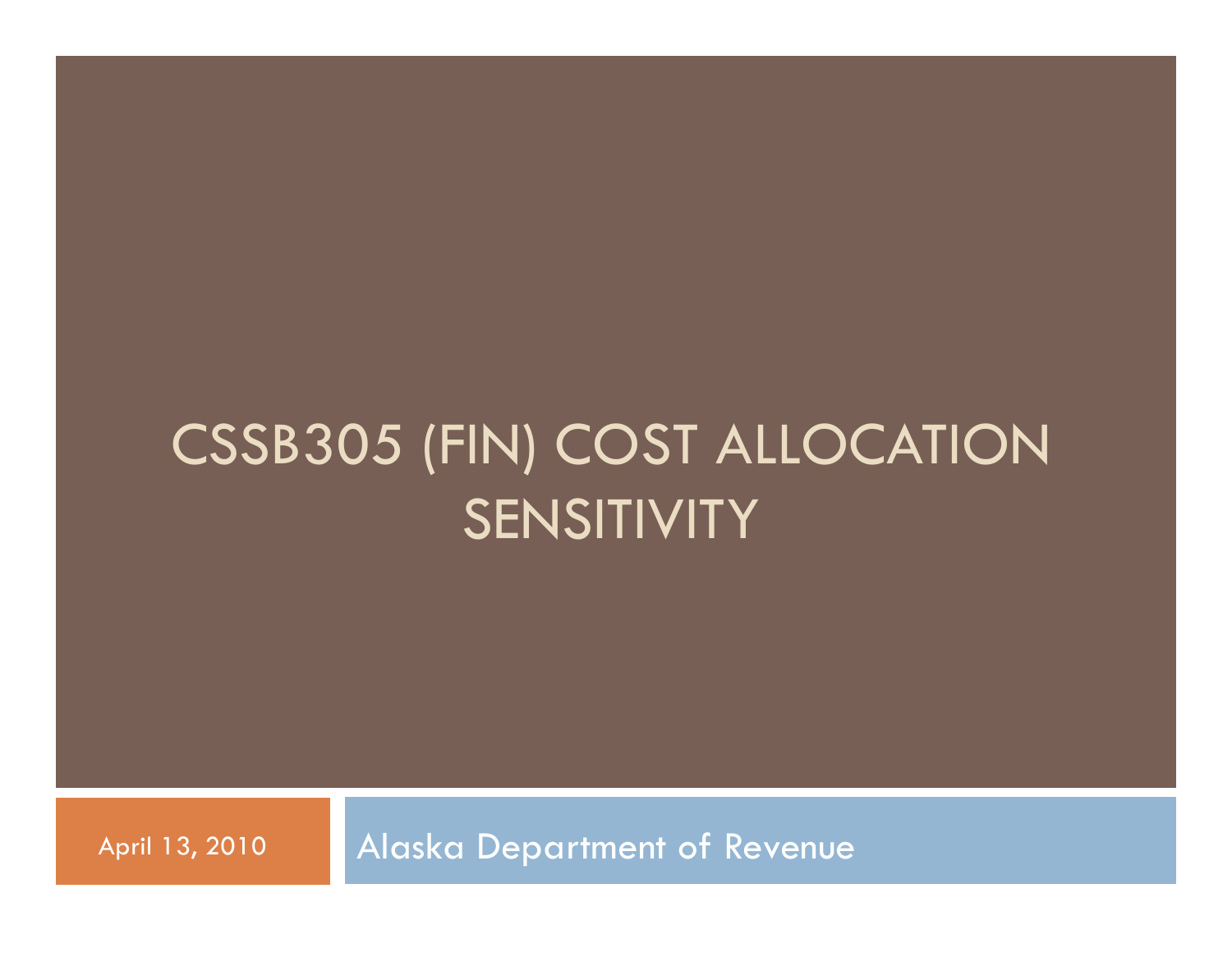# CSSB305 (FIN) COST ALLOCATION SENSITIVITY

April 13, 2010

Alaska Department of Revenue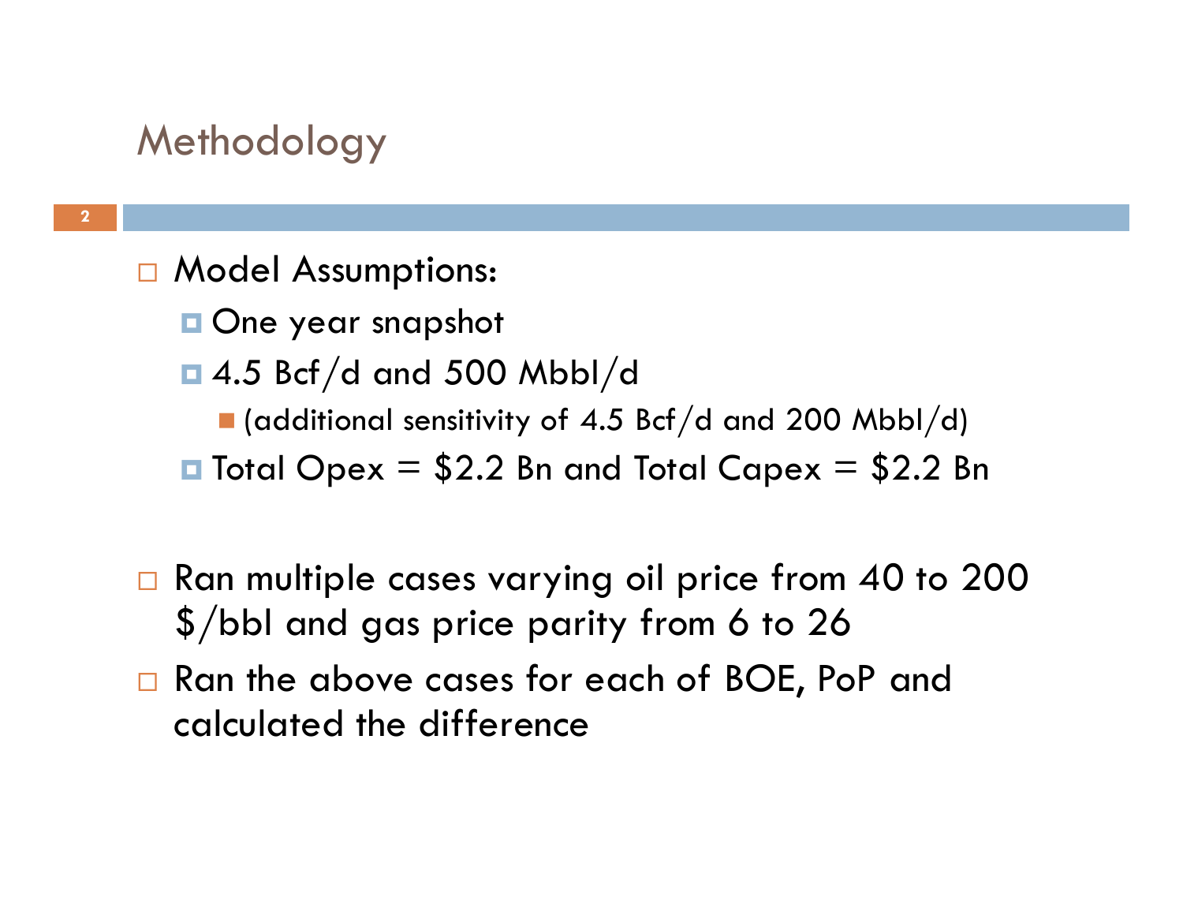# Methodology

- Model Assumptions:
  - One year snapshot
  - 4.5 Bcf/d and 500 Mbbl/d
    - (additional sensitivity of 4.5 Bcf/d and 200 Mbbl/d)
  - Total Opex = $2.2 Bn and Total Capex = $2.2 Bn

- Ran multiple cases varying oil price from 40 to 200 $/bbl and gas price parity from 6 to 26
- Ran the above cases for each of BOE, PoP and calculated the difference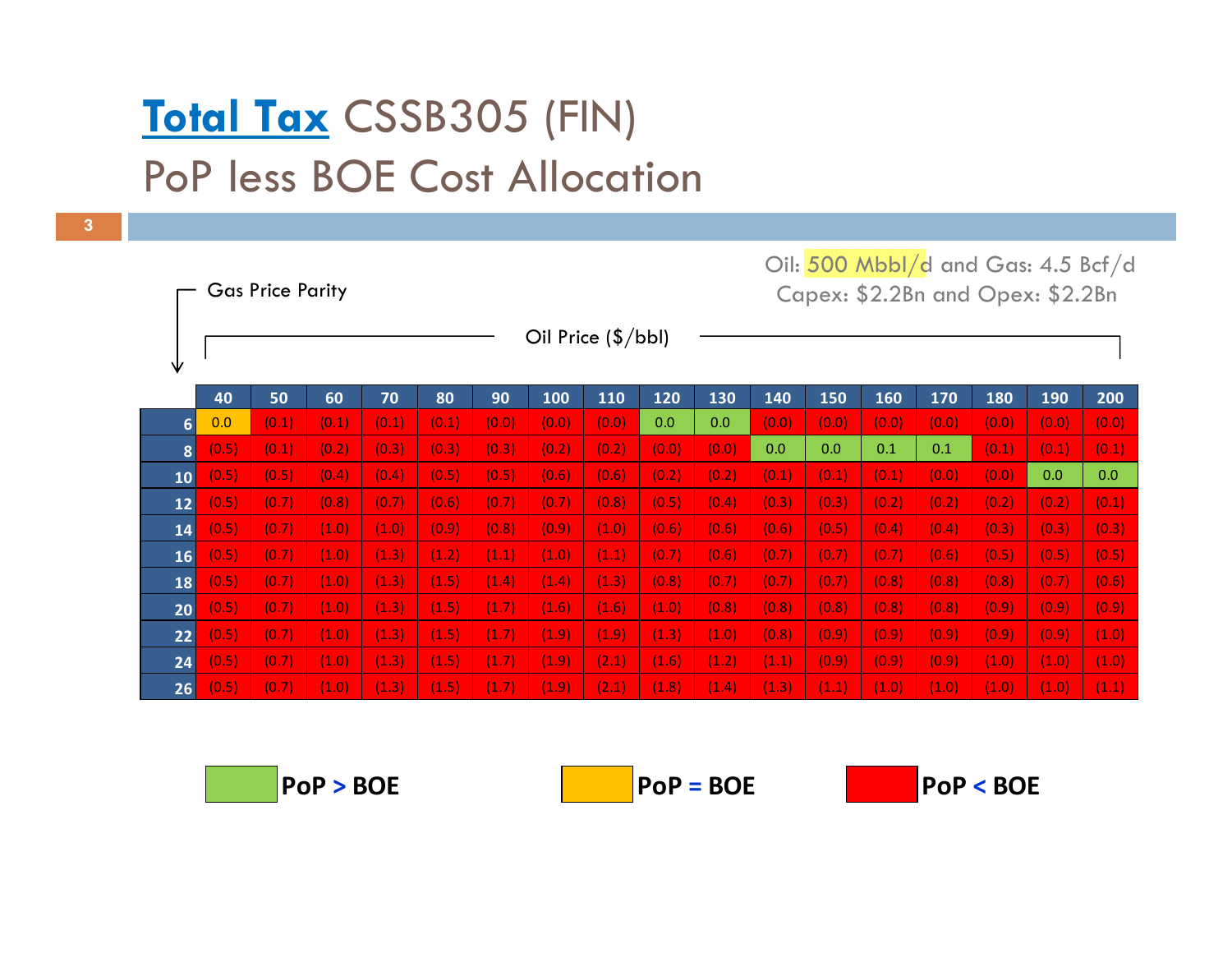# Total Tax CSSB305 (FIN)

## PoP less BOE Cost Allocation

Oil: 500 Mbbl/d and Gas: 4.5 Bcf/d

Capex: $2.2Bn and Opex: $2.2Bn

Gas Price Parity ↓ / Oil Price ($/bbl) →

| | 40 | 50 | 60 | 70 | 80 | 90 | 100 | 110 | 120 | 130 | 140 | 150 | 160 | 170 | 180 | 190 | 200 |
|---|---|---|---|---|---|---|---|---|---|---|---|---|---|---|---|---|---|
| 6 | 0.0 | (0.1) | (0.1) | (0.1) | (0.1) | (0.0) | (0.0) | (0.0) | 0.0 | 0.0 | (0.0) | (0.0) | (0.0) | (0.0) | (0.0) | (0.0) | (0.0) |
| 8 | (0.5) | (0.1) | (0.2) | (0.3) | (0.3) | (0.3) | (0.2) | (0.2) | (0.0) | (0.0) | 0.0 | 0.0 | 0.1 | 0.1 | (0.1) | (0.1) | (0.1) |
| 10 | (0.5) | (0.5) | (0.4) | (0.4) | (0.5) | (0.5) | (0.6) | (0.6) | (0.2) | (0.2) | (0.1) | (0.1) | (0.1) | (0.0) | (0.0) | 0.0 | 0.0 |
| 12 | (0.5) | (0.7) | (0.8) | (0.7) | (0.6) | (0.7) | (0.7) | (0.8) | (0.5) | (0.4) | (0.3) | (0.3) | (0.2) | (0.2) | (0.2) | (0.2) | (0.1) |
| 14 | (0.5) | (0.7) | (1.0) | (1.0) | (0.9) | (0.8) | (0.9) | (1.0) | (0.6) | (0.6) | (0.6) | (0.5) | (0.4) | (0.4) | (0.3) | (0.3) | (0.3) |
| 16 | (0.5) | (0.7) | (1.0) | (1.3) | (1.2) | (1.1) | (1.0) | (1.1) | (0.7) | (0.6) | (0.7) | (0.7) | (0.7) | (0.6) | (0.5) | (0.5) | (0.5) |
| 18 | (0.5) | (0.7) | (1.0) | (1.3) | (1.5) | (1.4) | (1.4) | (1.3) | (0.8) | (0.7) | (0.7) | (0.7) | (0.8) | (0.8) | (0.8) | (0.7) | (0.6) |
| 20 | (0.5) | (0.7) | (1.0) | (1.3) | (1.5) | (1.7) | (1.6) | (1.6) | (1.0) | (0.8) | (0.8) | (0.8) | (0.8) | (0.8) | (0.9) | (0.9) | (0.9) |
| 22 | (0.5) | (0.7) | (1.0) | (1.3) | (1.5) | (1.7) | (1.9) | (1.9) | (1.3) | (1.0) | (0.8) | (0.9) | (0.9) | (0.9) | (0.9) | (0.9) | (1.0) |
| 24 | (0.5) | (0.7) | (1.0) | (1.3) | (1.5) | (1.7) | (1.9) | (2.1) | (1.6) | (1.2) | (1.1) | (0.9) | (0.9) | (0.9) | (1.0) | (1.0) | (1.0) |
| 26 | (0.5) | (0.7) | (1.0) | (1.3) | (1.5) | (1.7) | (1.9) | (2.1) | (1.8) | (1.4) | (1.3) | (1.1) | (1.0) | (1.0) | (1.0) | (1.0) | (1.1) |

**PoP > BOE** (green) **PoP = BOE** (yellow) **PoP < BOE** (red)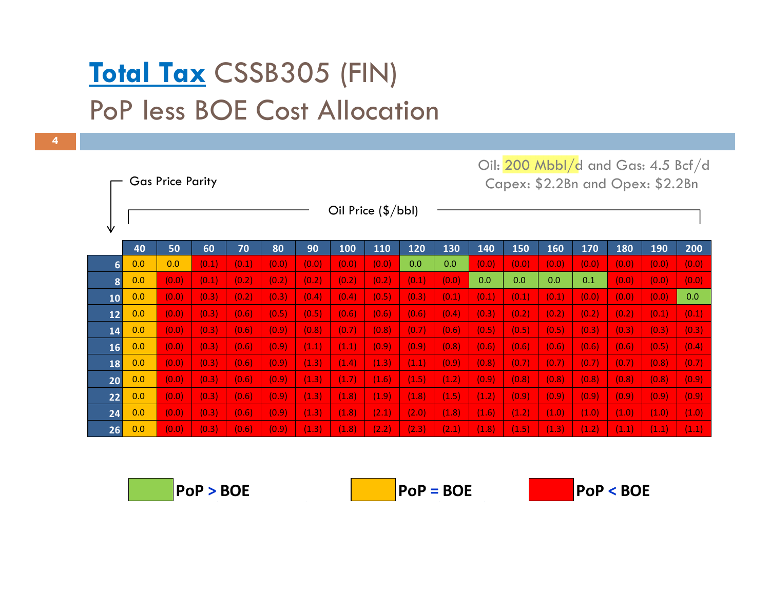# Total Tax CSSB305 (FIN)

## PoP less BOE Cost Allocation

Oil: 200 Mbbl/d and Gas: 4.5 Bcf/d
Capex: $2.2Bn and Opex: $2.2Bn

Gas Price Parity ↓

Oil Price ($/bbl)

| | 40 | 50 | 60 | 70 | 80 | 90 | 100 | 110 | 120 | 130 | 140 | 150 | 160 | 170 | 180 | 190 | 200 |
|---|---|---|---|---|---|---|---|---|---|---|---|---|---|---|---|---|---|
| 6 | 0.0 | 0.0 | (0.1) | (0.1) | (0.0) | (0.0) | (0.0) | (0.0) | 0.0 | 0.0 | (0.0) | (0.0) | (0.0) | (0.0) | (0.0) | (0.0) | (0.0) |
| 8 | 0.0 | (0.0) | (0.1) | (0.2) | (0.2) | (0.2) | (0.2) | (0.2) | (0.1) | (0.0) | 0.0 | 0.0 | 0.0 | 0.1 | (0.0) | (0.0) | (0.0) |
| 10 | 0.0 | (0.0) | (0.3) | (0.2) | (0.3) | (0.4) | (0.4) | (0.5) | (0.3) | (0.1) | (0.1) | (0.1) | (0.1) | (0.0) | (0.0) | (0.0) | 0.0 |
| 12 | 0.0 | (0.0) | (0.3) | (0.6) | (0.5) | (0.5) | (0.6) | (0.6) | (0.6) | (0.4) | (0.3) | (0.2) | (0.2) | (0.2) | (0.2) | (0.1) | (0.1) |
| 14 | 0.0 | (0.0) | (0.3) | (0.6) | (0.9) | (0.8) | (0.7) | (0.8) | (0.7) | (0.6) | (0.5) | (0.5) | (0.5) | (0.3) | (0.3) | (0.3) | (0.3) |
| 16 | 0.0 | (0.0) | (0.3) | (0.6) | (0.9) | (1.1) | (1.1) | (0.9) | (0.9) | (0.8) | (0.6) | (0.6) | (0.6) | (0.6) | (0.6) | (0.5) | (0.4) |
| 18 | 0.0 | (0.0) | (0.3) | (0.6) | (0.9) | (1.3) | (1.4) | (1.3) | (1.1) | (0.9) | (0.8) | (0.7) | (0.7) | (0.7) | (0.7) | (0.8) | (0.7) |
| 20 | 0.0 | (0.0) | (0.3) | (0.6) | (0.9) | (1.3) | (1.7) | (1.6) | (1.5) | (1.2) | (0.9) | (0.8) | (0.8) | (0.8) | (0.8) | (0.8) | (0.9) |
| 22 | 0.0 | (0.0) | (0.3) | (0.6) | (0.9) | (1.3) | (1.8) | (1.9) | (1.8) | (1.5) | (1.2) | (0.9) | (0.9) | (0.9) | (0.9) | (0.9) | (0.9) |
| 24 | 0.0 | (0.0) | (0.3) | (0.6) | (0.9) | (1.3) | (1.8) | (2.1) | (2.0) | (1.8) | (1.6) | (1.2) | (1.0) | (1.0) | (1.0) | (1.0) | (1.0) |
| 26 | 0.0 | (0.0) | (0.3) | (0.6) | (0.9) | (1.3) | (1.8) | (2.2) | (2.3) | (2.1) | (1.8) | (1.5) | (1.3) | (1.2) | (1.1) | (1.1) | (1.1) |

**PoP > BOE** (green) **PoP = BOE** (yellow) **PoP < BOE** (red)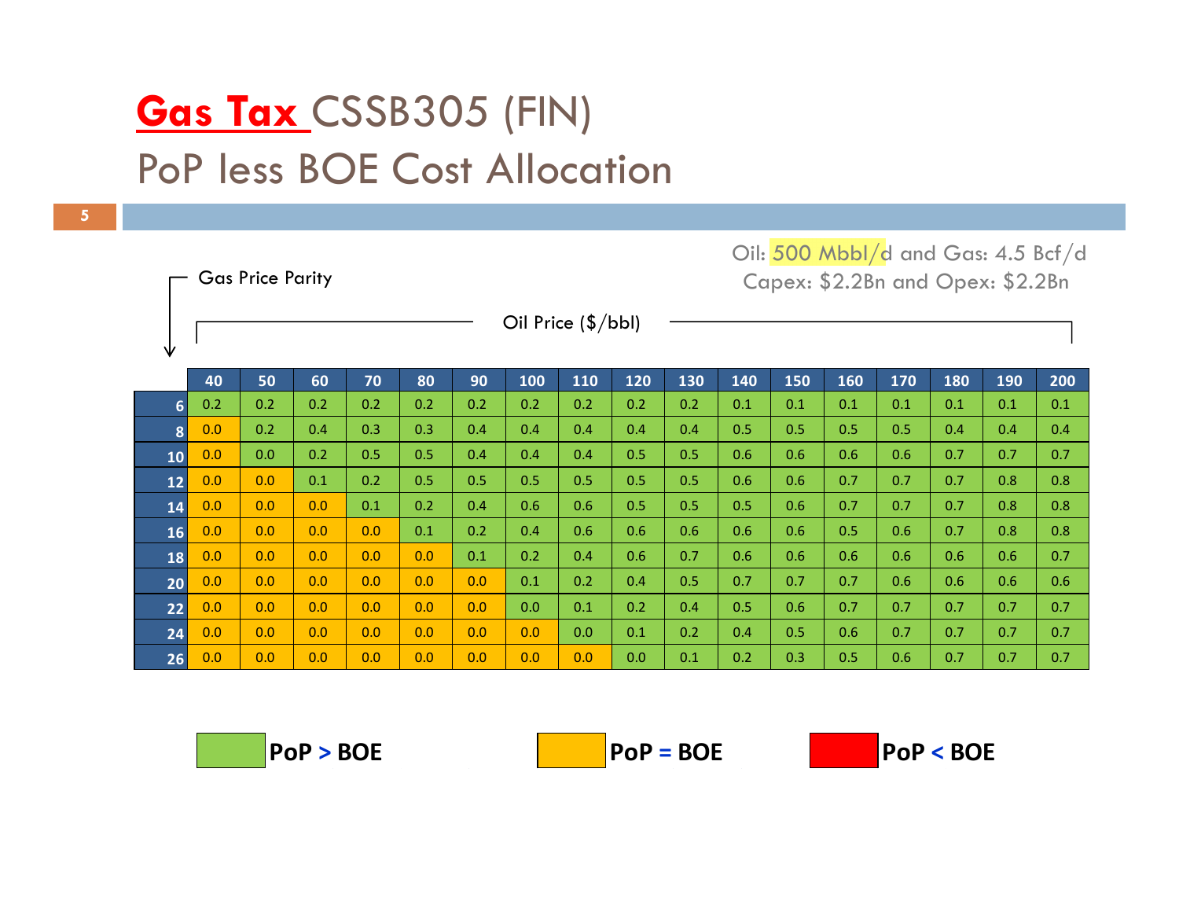# Gas Tax CSSB305 (FIN)

## PoP less BOE Cost Allocation

Oil: 500 Mbbl/d and Gas: 4.5 Bcf/d
Capex: $2.2Bn and Opex: $2.2Bn

Gas Price Parity

Oil Price ($/bbl)

| | 40 | 50 | 60 | 70 | 80 | 90 | 100 | 110 | 120 | 130 | 140 | 150 | 160 | 170 | 180 | 190 | 200 |
|---|---|---|---|---|---|---|---|---|---|---|---|---|---|---|---|---|---|
| 6 | 0.2 | 0.2 | 0.2 | 0.2 | 0.2 | 0.2 | 0.2 | 0.2 | 0.2 | 0.2 | 0.1 | 0.1 | 0.1 | 0.1 | 0.1 | 0.1 | 0.1 |
| 8 | 0.0 | 0.2 | 0.4 | 0.3 | 0.3 | 0.4 | 0.4 | 0.4 | 0.4 | 0.4 | 0.5 | 0.5 | 0.5 | 0.5 | 0.4 | 0.4 | 0.4 |
| 10 | 0.0 | 0.0 | 0.2 | 0.5 | 0.5 | 0.4 | 0.4 | 0.4 | 0.5 | 0.5 | 0.6 | 0.6 | 0.6 | 0.6 | 0.7 | 0.7 | 0.7 |
| 12 | 0.0 | 0.0 | 0.1 | 0.2 | 0.5 | 0.5 | 0.5 | 0.5 | 0.5 | 0.5 | 0.6 | 0.6 | 0.7 | 0.7 | 0.7 | 0.8 | 0.8 |
| 14 | 0.0 | 0.0 | 0.0 | 0.1 | 0.2 | 0.4 | 0.6 | 0.6 | 0.5 | 0.5 | 0.5 | 0.6 | 0.7 | 0.7 | 0.7 | 0.8 | 0.8 |
| 16 | 0.0 | 0.0 | 0.0 | 0.0 | 0.1 | 0.2 | 0.4 | 0.6 | 0.6 | 0.6 | 0.6 | 0.6 | 0.5 | 0.6 | 0.7 | 0.8 | 0.8 |
| 18 | 0.0 | 0.0 | 0.0 | 0.0 | 0.0 | 0.1 | 0.2 | 0.4 | 0.6 | 0.7 | 0.6 | 0.6 | 0.6 | 0.6 | 0.6 | 0.6 | 0.7 |
| 20 | 0.0 | 0.0 | 0.0 | 0.0 | 0.0 | 0.0 | 0.1 | 0.2 | 0.4 | 0.5 | 0.7 | 0.7 | 0.7 | 0.6 | 0.6 | 0.6 | 0.6 |
| 22 | 0.0 | 0.0 | 0.0 | 0.0 | 0.0 | 0.0 | 0.0 | 0.1 | 0.2 | 0.4 | 0.5 | 0.6 | 0.7 | 0.7 | 0.7 | 0.7 | 0.7 |
| 24 | 0.0 | 0.0 | 0.0 | 0.0 | 0.0 | 0.0 | 0.0 | 0.0 | 0.1 | 0.2 | 0.4 | 0.5 | 0.6 | 0.7 | 0.7 | 0.7 | 0.7 |
| 26 | 0.0 | 0.0 | 0.0 | 0.0 | 0.0 | 0.0 | 0.0 | 0.0 | 0.0 | 0.1 | 0.2 | 0.3 | 0.5 | 0.6 | 0.7 | 0.7 | 0.7 |

**PoP > BOE** **PoP = BOE** **PoP < BOE**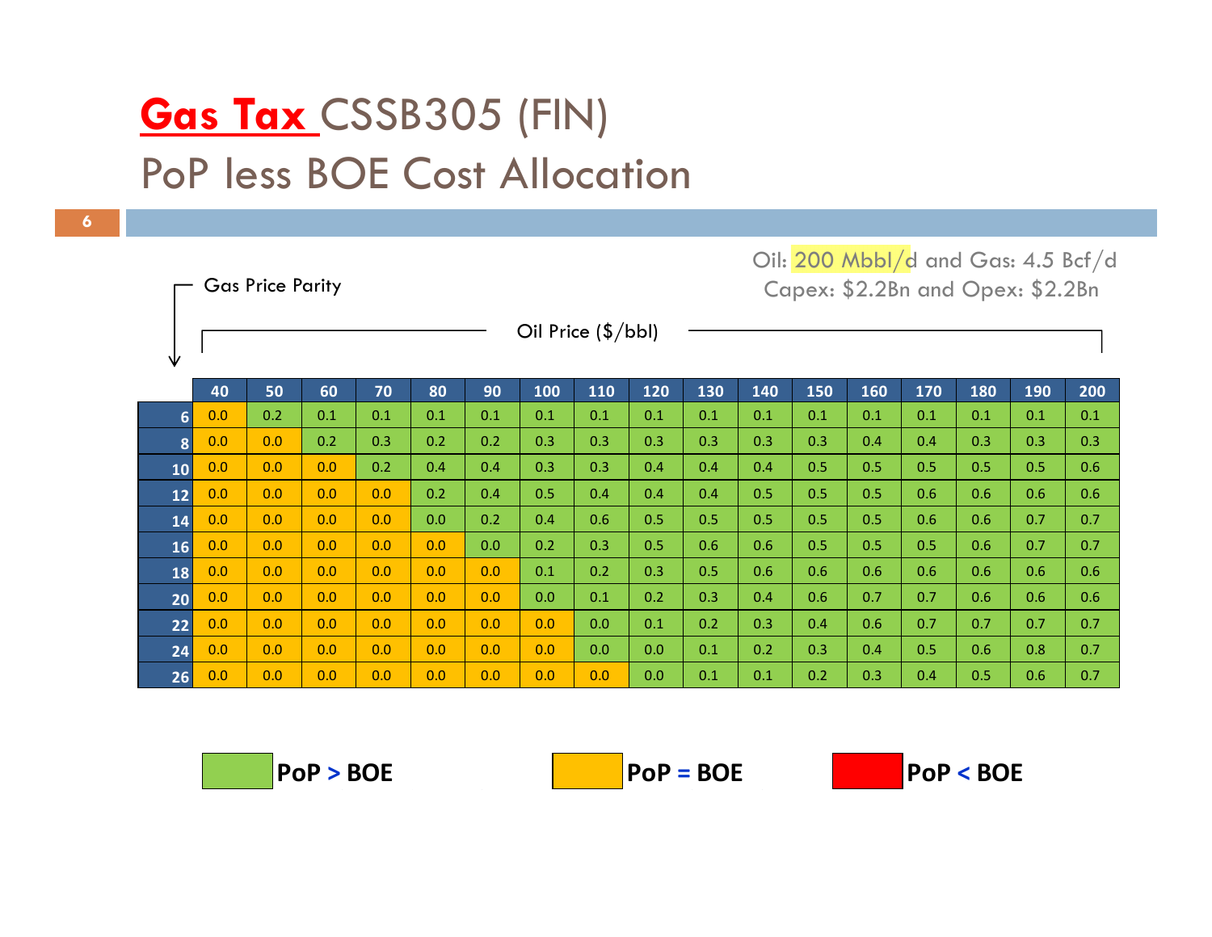# Gas Tax CSSB305 (FIN)

## PoP less BOE Cost Allocation

Oil: 200 Mbbl/d and Gas: 4.5 Bcf/d
Capex: $2.2Bn and Opex: $2.2Bn

Gas Price Parity (rows) / Oil Price ($/bbl) (columns)

| | 40 | 50 | 60 | 70 | 80 | 90 | 100 | 110 | 120 | 130 | 140 | 150 | 160 | 170 | 180 | 190 | 200 |
|---|---|---|---|---|---|---|---|---|---|---|---|---|---|---|---|---|---|
| 6 | 0.0 | 0.2 | 0.1 | 0.1 | 0.1 | 0.1 | 0.1 | 0.1 | 0.1 | 0.1 | 0.1 | 0.1 | 0.1 | 0.1 | 0.1 | 0.1 | 0.1 |
| 8 | 0.0 | 0.0 | 0.2 | 0.3 | 0.2 | 0.2 | 0.3 | 0.3 | 0.3 | 0.3 | 0.3 | 0.3 | 0.4 | 0.4 | 0.3 | 0.3 | 0.3 |
| 10 | 0.0 | 0.0 | 0.0 | 0.2 | 0.4 | 0.4 | 0.3 | 0.3 | 0.4 | 0.4 | 0.4 | 0.5 | 0.5 | 0.5 | 0.5 | 0.5 | 0.6 |
| 12 | 0.0 | 0.0 | 0.0 | 0.0 | 0.2 | 0.4 | 0.5 | 0.4 | 0.4 | 0.4 | 0.5 | 0.5 | 0.5 | 0.6 | 0.6 | 0.6 | 0.6 |
| 14 | 0.0 | 0.0 | 0.0 | 0.0 | 0.0 | 0.2 | 0.4 | 0.6 | 0.5 | 0.5 | 0.5 | 0.5 | 0.5 | 0.6 | 0.6 | 0.7 | 0.7 |
| 16 | 0.0 | 0.0 | 0.0 | 0.0 | 0.0 | 0.0 | 0.2 | 0.3 | 0.5 | 0.6 | 0.6 | 0.5 | 0.5 | 0.5 | 0.6 | 0.7 | 0.7 |
| 18 | 0.0 | 0.0 | 0.0 | 0.0 | 0.0 | 0.0 | 0.1 | 0.2 | 0.3 | 0.5 | 0.6 | 0.6 | 0.6 | 0.6 | 0.6 | 0.6 | 0.6 |
| 20 | 0.0 | 0.0 | 0.0 | 0.0 | 0.0 | 0.0 | 0.0 | 0.1 | 0.2 | 0.3 | 0.4 | 0.6 | 0.7 | 0.7 | 0.6 | 0.6 | 0.6 |
| 22 | 0.0 | 0.0 | 0.0 | 0.0 | 0.0 | 0.0 | 0.0 | 0.0 | 0.1 | 0.2 | 0.3 | 0.4 | 0.6 | 0.7 | 0.7 | 0.7 | 0.7 |
| 24 | 0.0 | 0.0 | 0.0 | 0.0 | 0.0 | 0.0 | 0.0 | 0.0 | 0.0 | 0.1 | 0.2 | 0.3 | 0.4 | 0.5 | 0.6 | 0.8 | 0.7 |
| 26 | 0.0 | 0.0 | 0.0 | 0.0 | 0.0 | 0.0 | 0.0 | 0.0 | 0.0 | 0.1 | 0.1 | 0.2 | 0.3 | 0.4 | 0.5 | 0.6 | 0.7 |

**PoP > BOE** (green) **PoP = BOE** (yellow) **PoP < BOE** (red)